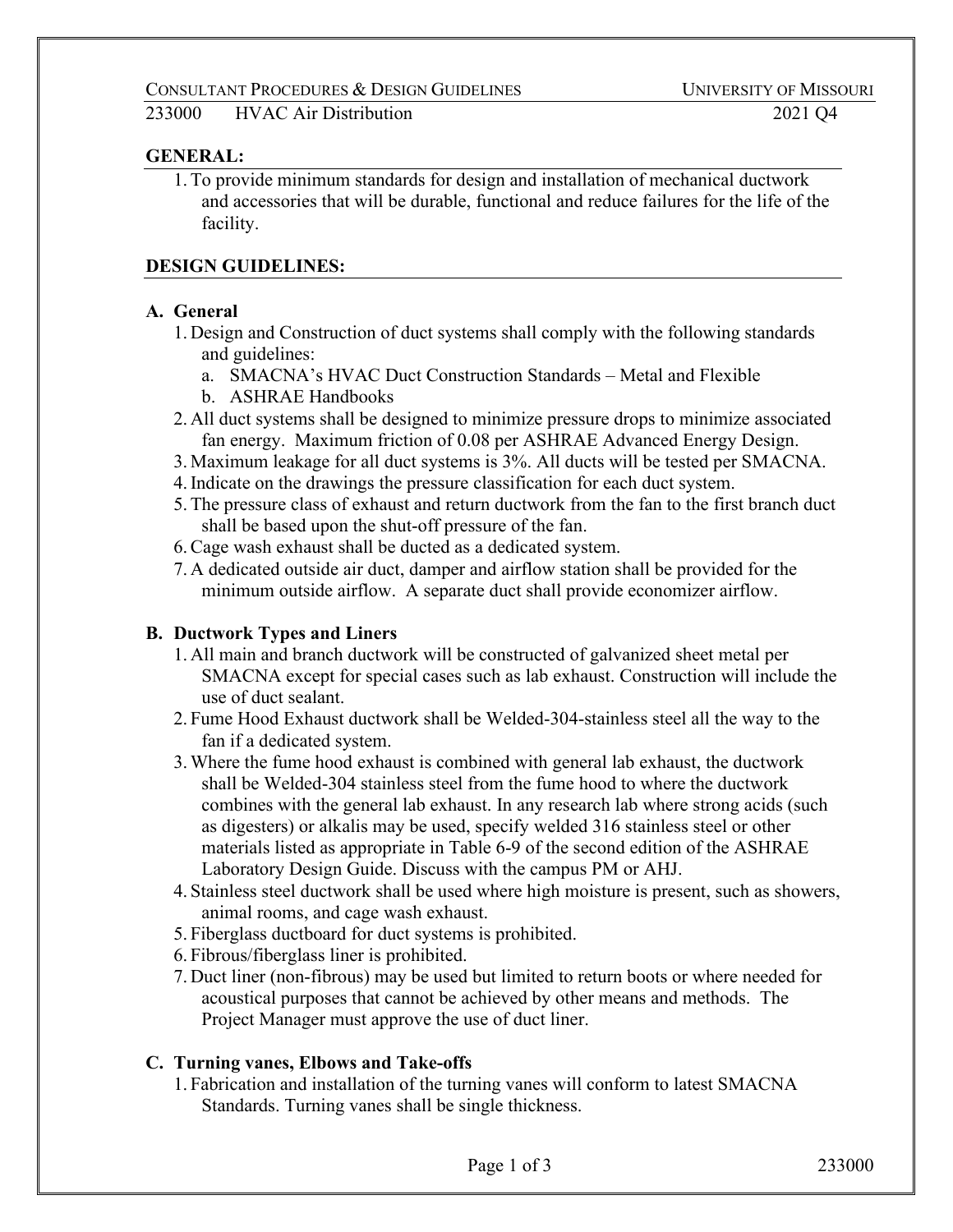## GENERAL:

1. To provide minimum standards for design and installation of mechanical ductwork and accessories that will be durable, functional and reduce failures for the life of the facility.

## DESIGN GUIDELINES:

### A. General

1. Design and Construction of duct systems shall comply with the following standards and guidelines:
   a. SMACNA's HVAC Duct Construction Standards – Metal and Flexible
   b. ASHRAE Handbooks
2. All duct systems shall be designed to minimize pressure drops to minimize associated fan energy. Maximum friction of 0.08 per ASHRAE Advanced Energy Design.
3. Maximum leakage for all duct systems is 3%. All ducts will be tested per SMACNA.
4. Indicate on the drawings the pressure classification for each duct system.
5. The pressure class of exhaust and return ductwork from the fan to the first branch duct shall be based upon the shut-off pressure of the fan.
6. Cage wash exhaust shall be ducted as a dedicated system.
7. A dedicated outside air duct, damper and airflow station shall be provided for the minimum outside airflow. A separate duct shall provide economizer airflow.

### B. Ductwork Types and Liners

1. All main and branch ductwork will be constructed of galvanized sheet metal per SMACNA except for special cases such as lab exhaust. Construction will include the use of duct sealant.
2. Fume Hood Exhaust ductwork shall be Welded-304-stainless steel all the way to the fan if a dedicated system.
3. Where the fume hood exhaust is combined with general lab exhaust, the ductwork shall be Welded-304 stainless steel from the fume hood to where the ductwork combines with the general lab exhaust. In any research lab where strong acids (such as digesters) or alkalis may be used, specify welded 316 stainless steel or other materials listed as appropriate in Table 6-9 of the second edition of the ASHRAE Laboratory Design Guide. Discuss with the campus PM or AHJ.
4. Stainless steel ductwork shall be used where high moisture is present, such as showers, animal rooms, and cage wash exhaust.
5. Fiberglass ductboard for duct systems is prohibited.
6. Fibrous/fiberglass liner is prohibited.
7. Duct liner (non-fibrous) may be used but limited to return boots or where needed for acoustical purposes that cannot be achieved by other means and methods. The Project Manager must approve the use of duct liner.

### C. Turning vanes, Elbows and Take-offs

1. Fabrication and installation of the turning vanes will conform to latest SMACNA Standards. Turning vanes shall be single thickness.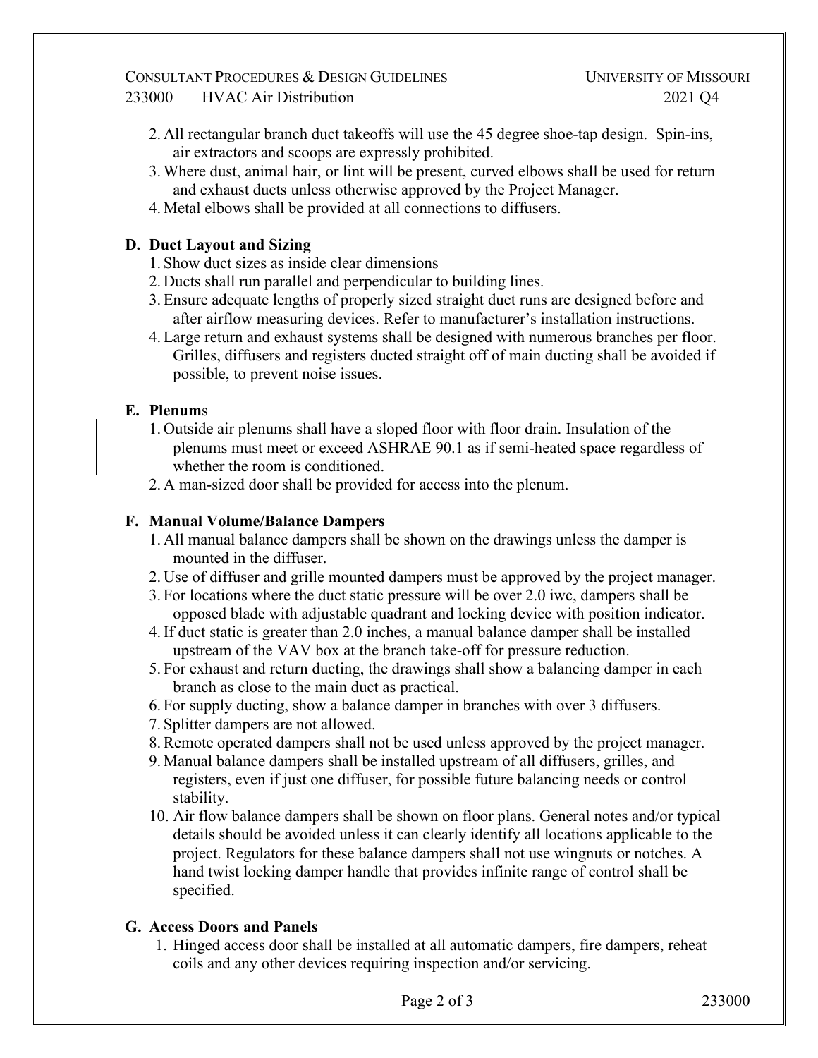2. All rectangular branch duct takeoffs will use the 45 degree shoe-tap design. Spin-ins, air extractors and scoops are expressly prohibited.
3. Where dust, animal hair, or lint will be present, curved elbows shall be used for return and exhaust ducts unless otherwise approved by the Project Manager.
4. Metal elbows shall be provided at all connections to diffusers.

### D. Duct Layout and Sizing

1. Show duct sizes as inside clear dimensions
2. Ducts shall run parallel and perpendicular to building lines.
3. Ensure adequate lengths of properly sized straight duct runs are designed before and after airflow measuring devices. Refer to manufacturer's installation instructions.
4. Large return and exhaust systems shall be designed with numerous branches per floor. Grilles, diffusers and registers ducted straight off of main ducting shall be avoided if possible, to prevent noise issues.

### E. Plenums

1. Outside air plenums shall have a sloped floor with floor drain. Insulation of the plenums must meet or exceed ASHRAE 90.1 as if semi-heated space regardless of whether the room is conditioned.
2. A man-sized door shall be provided for access into the plenum.

### F. Manual Volume/Balance Dampers

1. All manual balance dampers shall be shown on the drawings unless the damper is mounted in the diffuser.
2. Use of diffuser and grille mounted dampers must be approved by the project manager.
3. For locations where the duct static pressure will be over 2.0 iwc, dampers shall be opposed blade with adjustable quadrant and locking device with position indicator.
4. If duct static is greater than 2.0 inches, a manual balance damper shall be installed upstream of the VAV box at the branch take-off for pressure reduction.
5. For exhaust and return ducting, the drawings shall show a balancing damper in each branch as close to the main duct as practical.
6. For supply ducting, show a balance damper in branches with over 3 diffusers.
7. Splitter dampers are not allowed.
8. Remote operated dampers shall not be used unless approved by the project manager.
9. Manual balance dampers shall be installed upstream of all diffusers, grilles, and registers, even if just one diffuser, for possible future balancing needs or control stability.
10. Air flow balance dampers shall be shown on floor plans. General notes and/or typical details should be avoided unless it can clearly identify all locations applicable to the project. Regulators for these balance dampers shall not use wingnuts or notches. A hand twist locking damper handle that provides infinite range of control shall be specified.

### G. Access Doors and Panels

1. Hinged access door shall be installed at all automatic dampers, fire dampers, reheat coils and any other devices requiring inspection and/or servicing.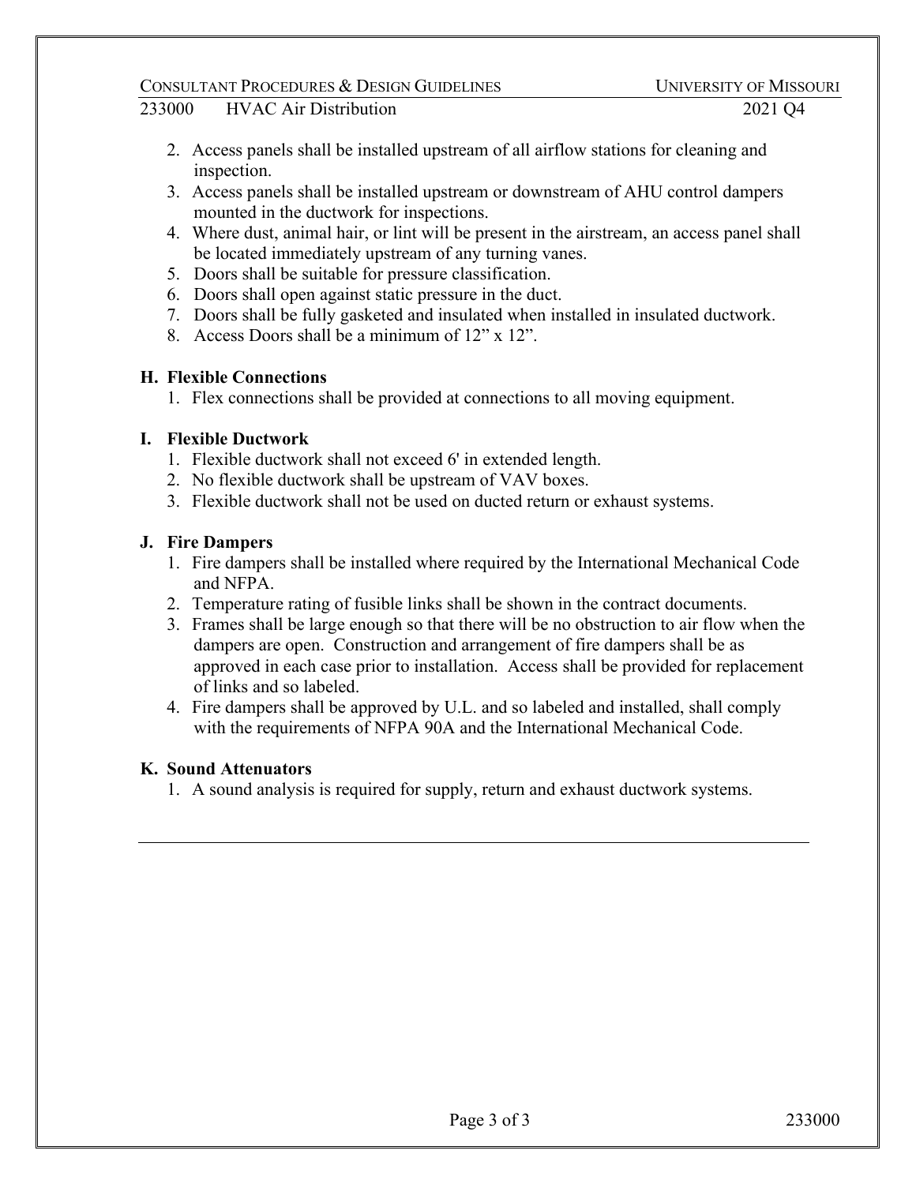2. Access panels shall be installed upstream of all airflow stations for cleaning and inspection.
3. Access panels shall be installed upstream or downstream of AHU control dampers mounted in the ductwork for inspections.
4. Where dust, animal hair, or lint will be present in the airstream, an access panel shall be located immediately upstream of any turning vanes.
5. Doors shall be suitable for pressure classification.
6. Doors shall open against static pressure in the duct.
7. Doors shall be fully gasketed and insulated when installed in insulated ductwork.
8. Access Doors shall be a minimum of 12" x 12".

**H. Flexible Connections**

1. Flex connections shall be provided at connections to all moving equipment.

**I. Flexible Ductwork**

1. Flexible ductwork shall not exceed 6' in extended length.
2. No flexible ductwork shall be upstream of VAV boxes.
3. Flexible ductwork shall not be used on ducted return or exhaust systems.

**J. Fire Dampers**

1. Fire dampers shall be installed where required by the International Mechanical Code and NFPA.
2. Temperature rating of fusible links shall be shown in the contract documents.
3. Frames shall be large enough so that there will be no obstruction to air flow when the dampers are open. Construction and arrangement of fire dampers shall be as approved in each case prior to installation. Access shall be provided for replacement of links and so labeled.
4. Fire dampers shall be approved by U.L. and so labeled and installed, shall comply with the requirements of NFPA 90A and the International Mechanical Code.

**K. Sound Attenuators**

1. A sound analysis is required for supply, return and exhaust ductwork systems.